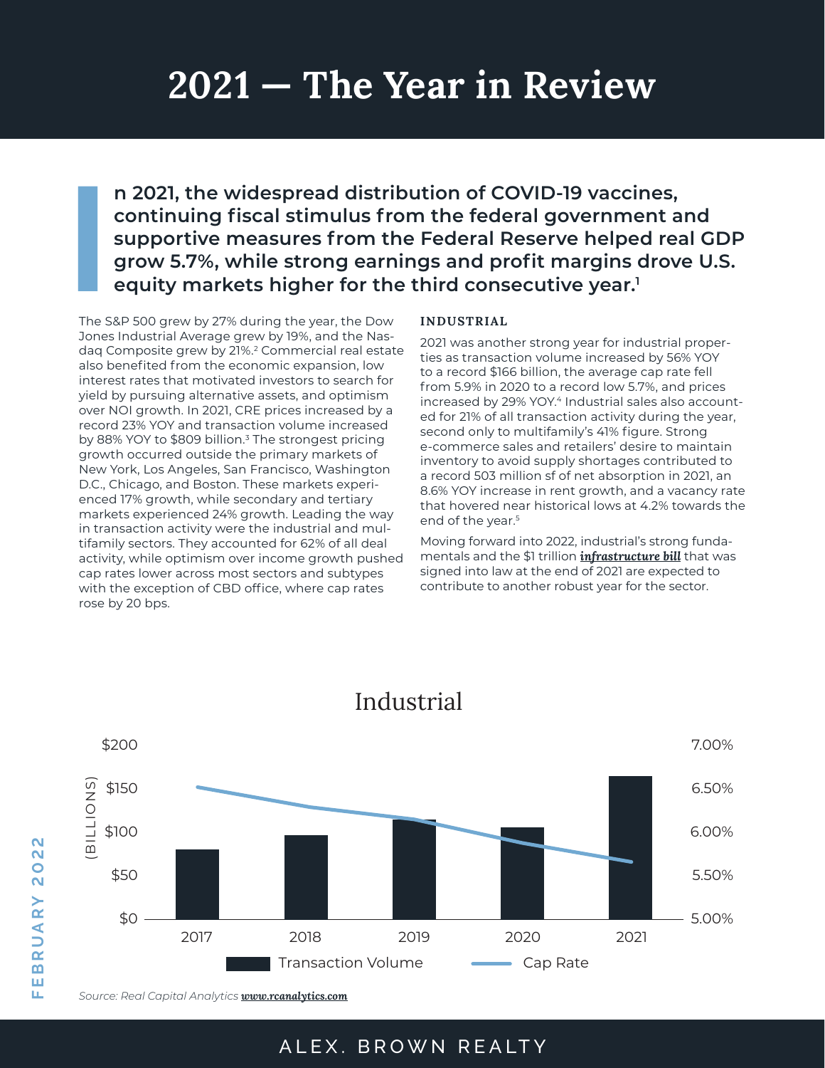# 2021 — The Year in Review

**n 2021, the widespread distribution of COVID-19 vaccines, continuing fiscal stimulus from the federal government and supportive measures from the Federal Reserve helped real GDP grow 5.7%, while strong earnings and profit margins drove U.S. equity markets higher for the third consecutive year.[1]**

The S&P 500 grew by 27% during the year, the Dow Jones Industrial Average grew by 19%, and the Nasdaq Composite grew by 21%.[2] Commercial real estate also benefited from the economic expansion, low interest rates that motivated investors to search for yield by pursuing alternative assets, and optimism over NOI growth. In 2021, CRE prices increased by a record 23% YOY and transaction volume increased by 88% YOY to $809 billion.[3] The strongest pricing growth occurred outside the primary markets of New York, Los Angeles, San Francisco, Washington D.C., Chicago, and Boston. These markets experienced 17% growth, while secondary and tertiary markets experienced 24% growth. Leading the way in transaction activity were the industrial and multifamily sectors. They accounted for 62% of all deal activity, while optimism over income growth pushed cap rates lower across most sectors and subtypes with the exception of CBD office, where cap rates rose by 20 bps.

## INDUSTRIAL

2021 was another strong year for industrial properties as transaction volume increased by 56% YOY to a record $166 billion, the average cap rate fell from 5.9% in 2020 to a record low 5.7%, and prices increased by 29% YOY.[4] Industrial sales also accounted for 21% of all transaction activity during the year, second only to multifamily's 41% figure. Strong e-commerce sales and retailers' desire to maintain inventory to avoid supply shortages contributed to a record 503 million sf of net absorption in 2021, an 8.6% YOY increase in rent growth, and a vacancy rate that hovered near historical lows at 4.2% towards the end of the year.[5]

Moving forward into 2022, industrial's strong fundamentals and the $1 trillion ***infrastructure bill*** that was signed into law at the end of 2021 are expected to contribute to another robust year for the sector.

### Industrial

| Year | Transaction Volume (Billions) | Cap Rate |
|---|---|---|
| 2017 | ~$80 | ~6.5% |
| 2018 | ~$96 | ~6.3% |
| 2019 | ~$114 | ~6.2% |
| 2020 | ~$105 | ~5.9% |
| 2021 | ~$166 | ~5.7% |

*Source: Real Capital Analytics **www.rcanalytics.com***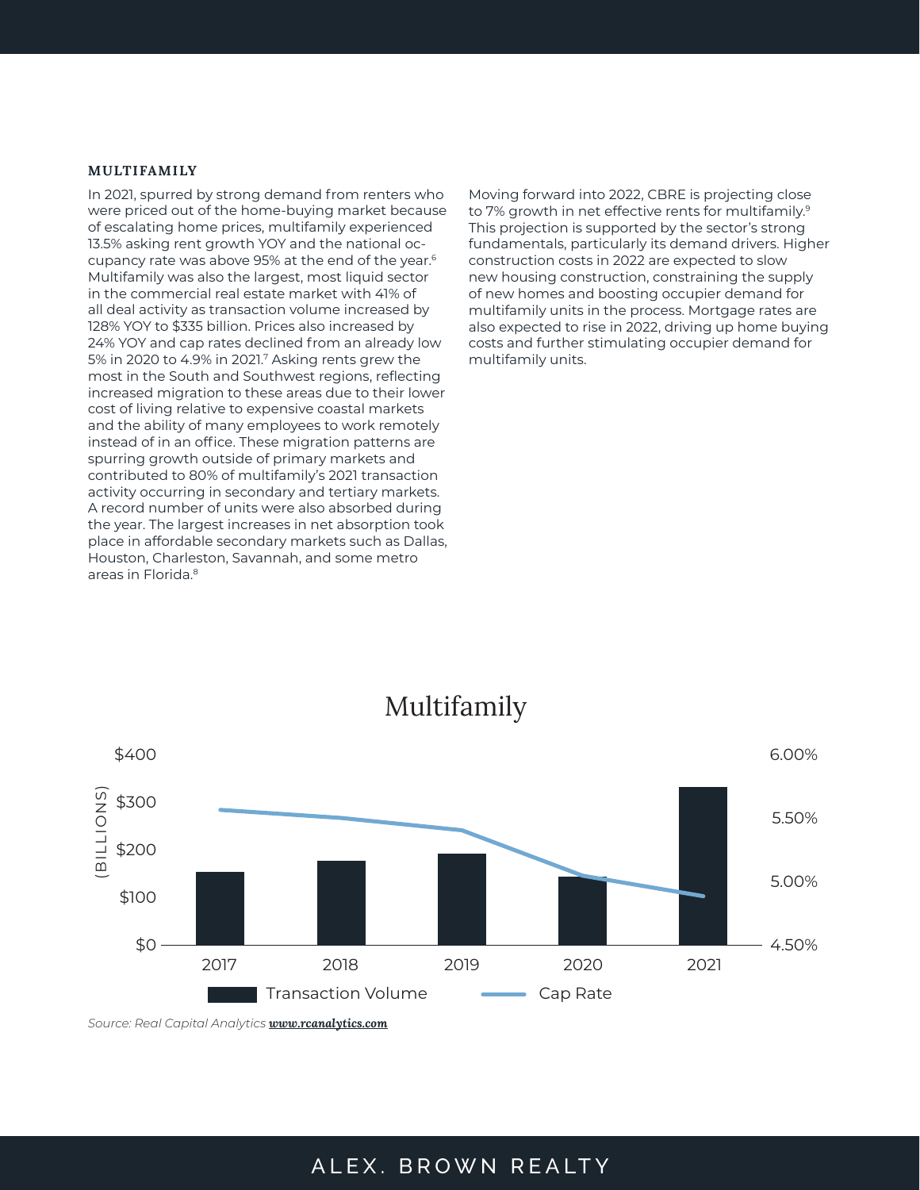## MULTIFAMILY

In 2021, spurred by strong demand from renters who were priced out of the home-buying market because of escalating home prices, multifamily experienced 13.5% asking rent growth YOY and the national occupancy rate was above 95% at the end of the year.[6] Multifamily was also the largest, most liquid sector in the commercial real estate market with 41% of all deal activity as transaction volume increased by 128% YOY to $335 billion. Prices also increased by 24% YOY and cap rates declined from an already low 5% in 2020 to 4.9% in 2021.[7] Asking rents grew the most in the South and Southwest regions, reflecting increased migration to these areas due to their lower cost of living relative to expensive coastal markets and the ability of many employees to work remotely instead of in an office. These migration patterns are spurring growth outside of primary markets and contributed to 80% of multifamily's 2021 transaction activity occurring in secondary and tertiary markets. A record number of units were also absorbed during the year. The largest increases in net absorption took place in affordable secondary markets such as Dallas, Houston, Charleston, Savannah, and some metro areas in Florida.[8]

Moving forward into 2022, CBRE is projecting close to 7% growth in net effective rents for multifamily.[9] This projection is supported by the sector's strong fundamentals, particularly its demand drivers. Higher construction costs in 2022 are expected to slow new housing construction, constraining the supply of new homes and boosting occupier demand for multifamily units in the process. Mortgage rates are also expected to rise in 2022, driving up home buying costs and further stimulating occupier demand for multifamily units.

### Multifamily

Chart: Transaction Volume (BILLIONS, $0–$400) and Cap Rate (4.50%–6.00%), 2017–2021

Legend: Transaction Volume | Cap Rate

*Source: Real Capital Analytics* ***www.rcanalytics.com***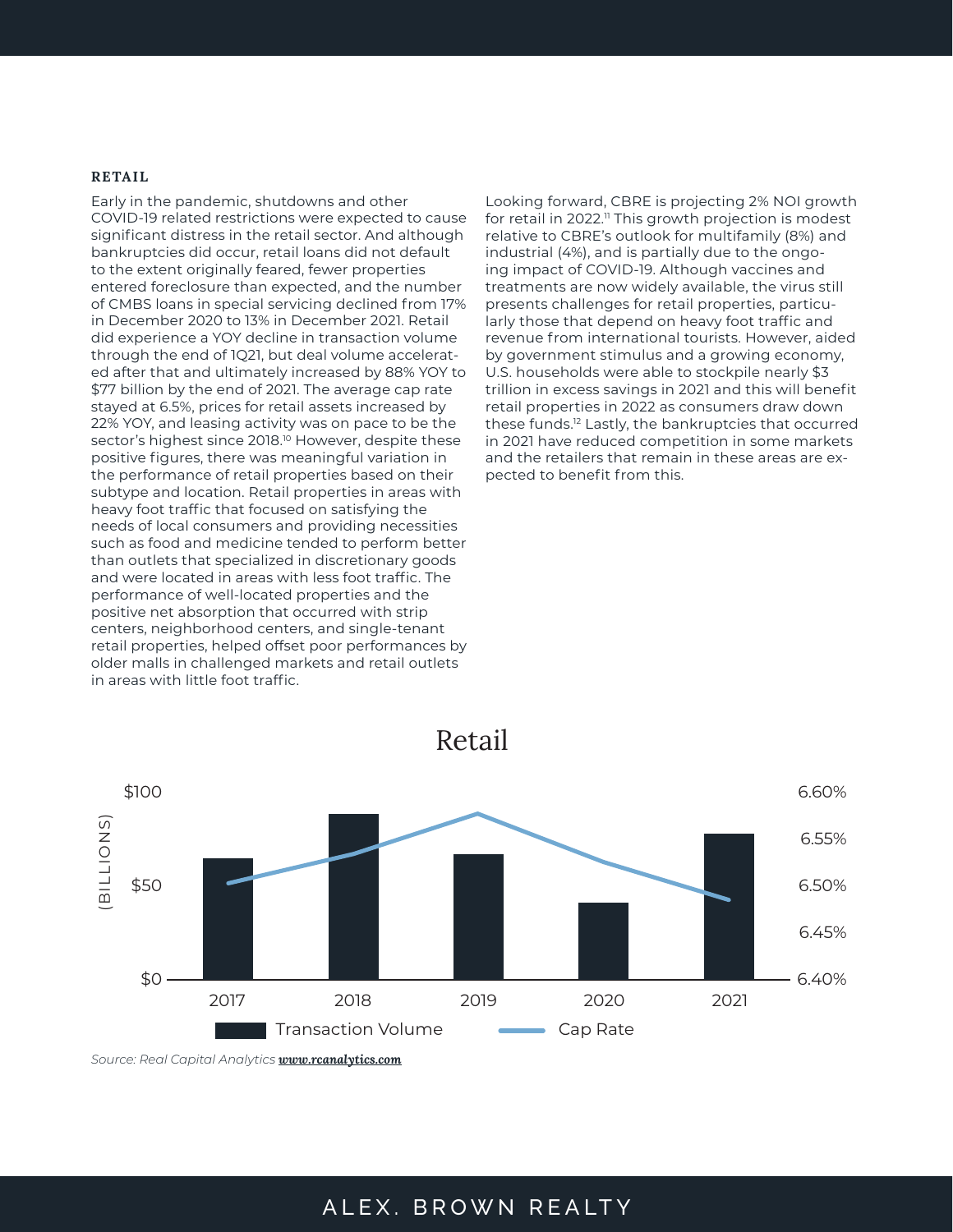### RETAIL

Early in the pandemic, shutdowns and other COVID-19 related restrictions were expected to cause significant distress in the retail sector. And although bankruptcies did occur, retail loans did not default to the extent originally feared, fewer properties entered foreclosure than expected, and the number of CMBS loans in special servicing declined from 17% in December 2020 to 13% in December 2021. Retail did experience a YOY decline in transaction volume through the end of 1Q21, but deal volume accelerated after that and ultimately increased by 88% YOY to $77 billion by the end of 2021. The average cap rate stayed at 6.5%, prices for retail assets increased by 22% YOY, and leasing activity was on pace to be the sector's highest since 2018.[10] However, despite these positive figures, there was meaningful variation in the performance of retail properties based on their subtype and location. Retail properties in areas with heavy foot traffic that focused on satisfying the needs of local consumers and providing necessities such as food and medicine tended to perform better than outlets that specialized in discretionary goods and were located in areas with less foot traffic. The performance of well-located properties and the positive net absorption that occurred with strip centers, neighborhood centers, and single-tenant retail properties, helped offset poor performances by older malls in challenged markets and retail outlets in areas with little foot traffic.

Looking forward, CBRE is projecting 2% NOI growth for retail in 2022.[11] This growth projection is modest relative to CBRE's outlook for multifamily (8%) and industrial (4%), and is partially due to the ongoing impact of COVID-19. Although vaccines and treatments are now widely available, the virus still presents challenges for retail properties, particularly those that depend on heavy foot traffic and revenue from international tourists. However, aided by government stimulus and a growing economy, U.S. households were able to stockpile nearly $3 trillion in excess savings in 2021 and this will benefit retail properties in 2022 as consumers draw down these funds.[12] Lastly, the bankruptcies that occurred in 2021 have reduced competition in some markets and the retailers that remain in these areas are expected to benefit from this.

Retail

(BILLIONS) $0 – $100; Cap Rate 6.40% – 6.60%

Years: 2017, 2018, 2019, 2020, 2021

Transaction Volume | Cap Rate

*Source: Real Capital Analytics* ***www.rcanalytics.com***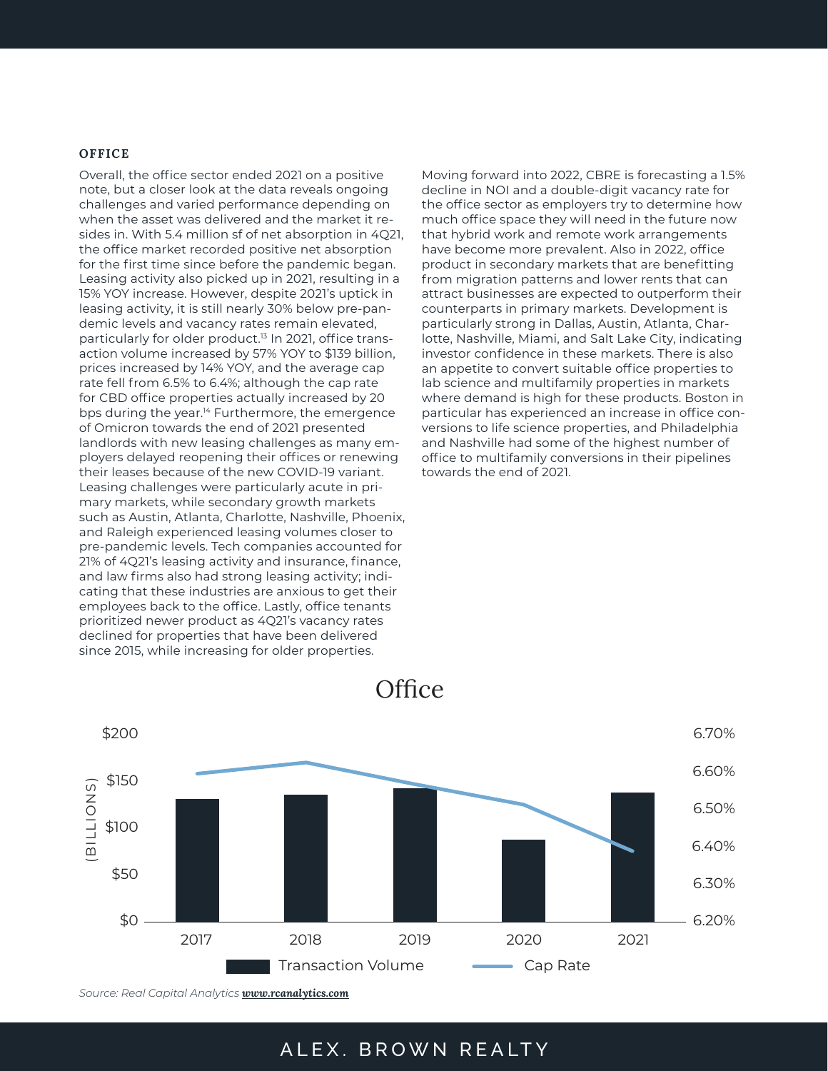### OFFICE

Overall, the office sector ended 2021 on a positive note, but a closer look at the data reveals ongoing challenges and varied performance depending on when the asset was delivered and the market it resides in. With 5.4 million sf of net absorption in 4Q21, the office market recorded positive net absorption for the first time since before the pandemic began. Leasing activity also picked up in 2021, resulting in a 15% YOY increase. However, despite 2021's uptick in leasing activity, it is still nearly 30% below pre-pandemic levels and vacancy rates remain elevated, particularly for older product.[13] In 2021, office transaction volume increased by 57% YOY to $139 billion, prices increased by 14% YOY, and the average cap rate fell from 6.5% to 6.4%; although the cap rate for CBD office properties actually increased by 20 bps during the year.[14] Furthermore, the emergence of Omicron towards the end of 2021 presented landlords with new leasing challenges as many employers delayed reopening their offices or renewing their leases because of the new COVID-19 variant. Leasing challenges were particularly acute in primary markets, while secondary growth markets such as Austin, Atlanta, Charlotte, Nashville, Phoenix, and Raleigh experienced leasing volumes closer to pre-pandemic levels. Tech companies accounted for 21% of 4Q21's leasing activity and insurance, finance, and law firms also had strong leasing activity; indicating that these industries are anxious to get their employees back to the office. Lastly, office tenants prioritized newer product as 4Q21's vacancy rates declined for properties that have been delivered since 2015, while increasing for older properties.

Moving forward into 2022, CBRE is forecasting a 1.5% decline in NOI and a double-digit vacancy rate for the office sector as employers try to determine how much office space they will need in the future now that hybrid work and remote work arrangements have become more prevalent. Also in 2022, office product in secondary markets that are benefitting from migration patterns and lower rents that can attract businesses are expected to outperform their counterparts in primary markets. Development is particularly strong in Dallas, Austin, Atlanta, Charlotte, Nashville, Miami, and Salt Lake City, indicating investor confidence in these markets. There is also an appetite to convert suitable office properties to lab science and multifamily properties in markets where demand is high for these products. Boston in particular has experienced an increase in office conversions to life science properties, and Philadelphia and Nashville had some of the highest number of office to multifamily conversions in their pipelines towards the end of 2021.

**Office**

| Year | Transaction Volume (Billions) | Cap Rate |
|---|---|---|
| 2017 | ~$131 | ~6.58% |
| 2018 | ~$135 | ~6.61% |
| 2019 | ~$143 | ~6.56% |
| 2020 | ~$88 | ~6.51% |
| 2021 | ~$138 | ~6.39% |

*Source: Real Capital Analytics* ***www.rcanalytics.com***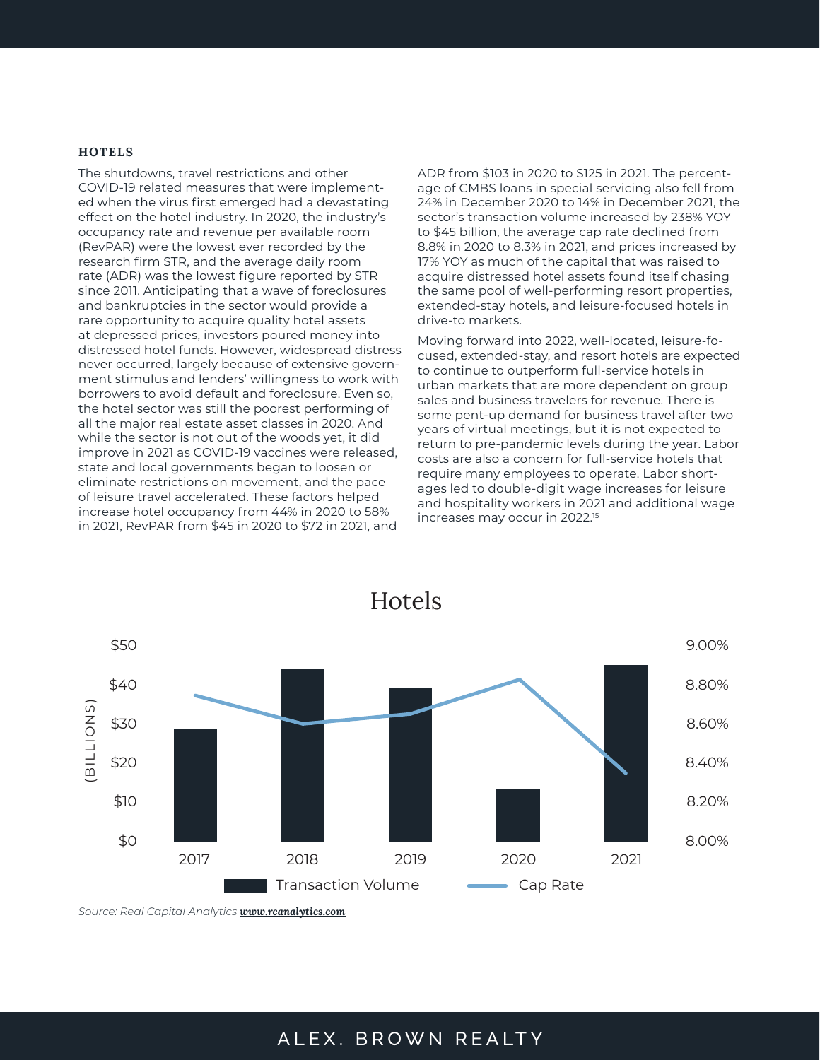### HOTELS

The shutdowns, travel restrictions and other COVID-19 related measures that were implemented when the virus first emerged had a devastating effect on the hotel industry. In 2020, the industry's occupancy rate and revenue per available room (RevPAR) were the lowest ever recorded by the research firm STR, and the average daily room rate (ADR) was the lowest figure reported by STR since 2011. Anticipating that a wave of foreclosures and bankruptcies in the sector would provide a rare opportunity to acquire quality hotel assets at depressed prices, investors poured money into distressed hotel funds. However, widespread distress never occurred, largely because of extensive government stimulus and lenders' willingness to work with borrowers to avoid default and foreclosure. Even so, the hotel sector was still the poorest performing of all the major real estate asset classes in 2020. And while the sector is not out of the woods yet, it did improve in 2021 as COVID-19 vaccines were released, state and local governments began to loosen or eliminate restrictions on movement, and the pace of leisure travel accelerated. These factors helped increase hotel occupancy from 44% in 2020 to 58% in 2021, RevPAR from $45 in 2020 to $72 in 2021, and ADR from $103 in 2020 to $125 in 2021. The percentage of CMBS loans in special servicing also fell from 24% in December 2020 to 14% in December 2021, the sector's transaction volume increased by 238% YOY to $45 billion, the average cap rate declined from 8.8% in 2020 to 8.3% in 2021, and prices increased by 17% YOY as much of the capital that was raised to acquire distressed hotel assets found itself chasing the same pool of well-performing resort properties, extended-stay hotels, and leisure-focused hotels in drive-to markets.

Moving forward into 2022, well-located, leisure-focused, extended-stay, and resort hotels are expected to continue to outperform full-service hotels in urban markets that are more dependent on group sales and business travelers for revenue. There is some pent-up demand for business travel after two years of virtual meetings, but it is not expected to return to pre-pandemic levels during the year. Labor costs are also a concern for full-service hotels that require many employees to operate. Labor shortages led to double-digit wage increases for leisure and hospitality workers in 2021 and additional wage increases may occur in 2022.[15]

**Hotels**

| Year | Transaction Volume (Billions) | Cap Rate |
|---|---|---|
| 2017 | ~$29 | ~8.75% |
| 2018 | ~$44 | ~8.60% |
| 2019 | ~$39 | ~8.65% |
| 2020 | ~$13 | ~8.83% |
| 2021 | ~$45 | ~8.35% |

*Source: Real Capital Analytics* ***www.rcanalytics.com***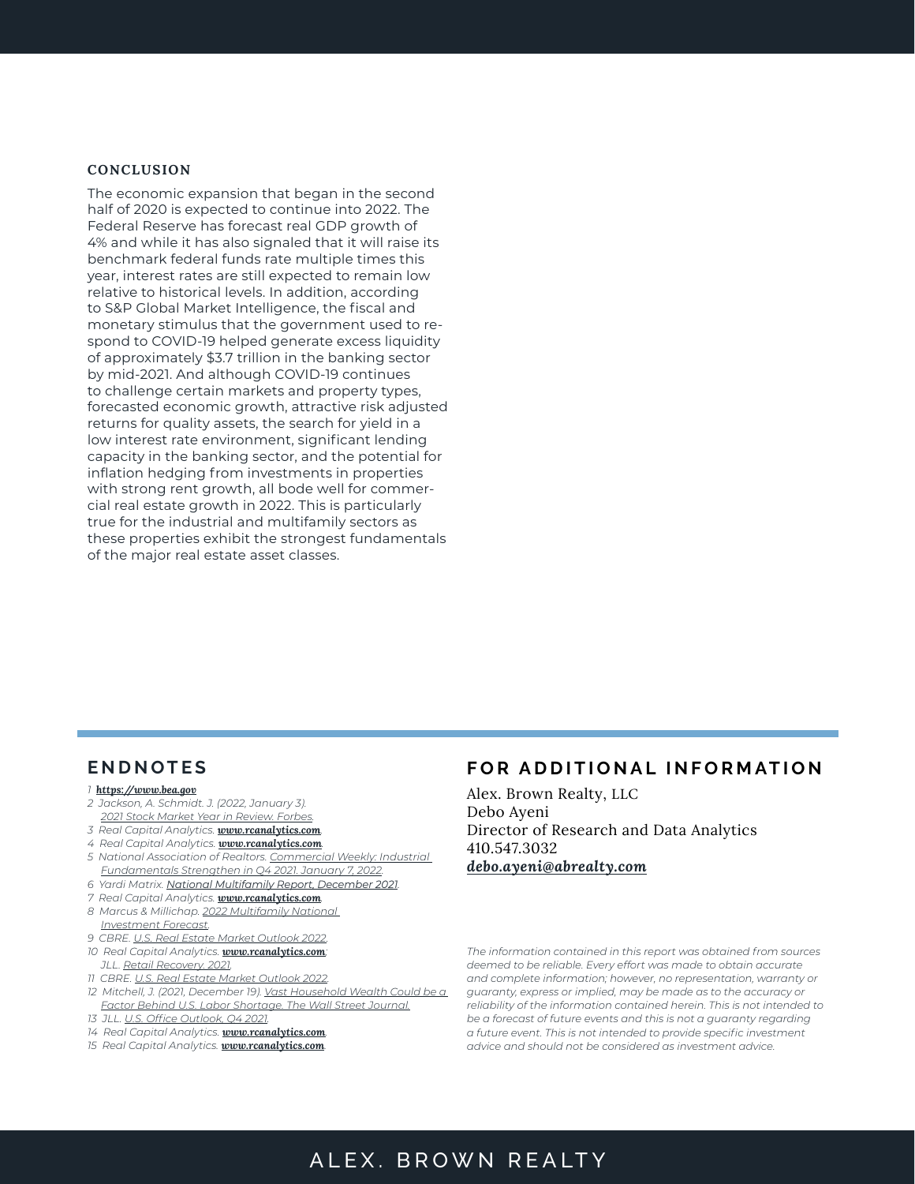## CONCLUSION

The economic expansion that began in the second half of 2020 is expected to continue into 2022. The Federal Reserve has forecast real GDP growth of 4% and while it has also signaled that it will raise its benchmark federal funds rate multiple times this year, interest rates are still expected to remain low relative to historical levels. In addition, according to S&P Global Market Intelligence, the fiscal and monetary stimulus that the government used to respond to COVID-19 helped generate excess liquidity of approximately $3.7 trillion in the banking sector by mid-2021. And although COVID-19 continues to challenge certain markets and property types, forecasted economic growth, attractive risk adjusted returns for quality assets, the search for yield in a low interest rate environment, significant lending capacity in the banking sector, and the potential for inflation hedging from investments in properties with strong rent growth, all bode well for commercial real estate growth in 2022. This is particularly true for the industrial and multifamily sectors as these properties exhibit the strongest fundamentals of the major real estate asset classes.

## ENDNOTES

1 *https://www.bea.gov*
2 *Jackson, A. Schmidt. J. (2022, January 3). 2021 Stock Market Year in Review. Forbes.*
3 *Real Capital Analytics. www.rcanalytics.com.*
4 *Real Capital Analytics. www.rcanalytics.com.*
5 *National Association of Realtors. Commercial Weekly: Industrial Fundamentals Strengthen in Q4 2021. January 7, 2022.*
6 *Yardi Matrix. National Multifamily Report, December 2021.*
7 *Real Capital Analytics. www.rcanalytics.com.*
8 *Marcus & Millichap. 2022 Multifamily National Investment Forecast.*
9 *CBRE. U.S. Real Estate Market Outlook 2022.*
10 *Real Capital Analytics. www.rcanalytics.com; JLL. Retail Recovery. 2021.*
11 *CBRE. U.S. Real Estate Market Outlook 2022.*
12 *Mitchell, J. (2021, December 19). Vast Household Wealth Could be a Factor Behind U.S. Labor Shortage. The Wall Street Journal.*
13 *JLL. U.S. Office Outlook, Q4 2021.*
14 *Real Capital Analytics. www.rcanalytics.com.*
15 *Real Capital Analytics. www.rcanalytics.com.*

## FOR ADDITIONAL INFORMATION

Alex. Brown Realty, LLC
Debo Ayeni
Director of Research and Data Analytics
410.547.3032
*debo.ayeni@abrealty.com*

*The information contained in this report was obtained from sources deemed to be reliable. Every effort was made to obtain accurate and complete information; however, no representation, warranty or guaranty, express or implied, may be made as to the accuracy or reliability of the information contained herein. This is not intended to be a forecast of future events and this is not a guaranty regarding a future event. This is not intended to provide specific investment advice and should not be considered as investment advice.*